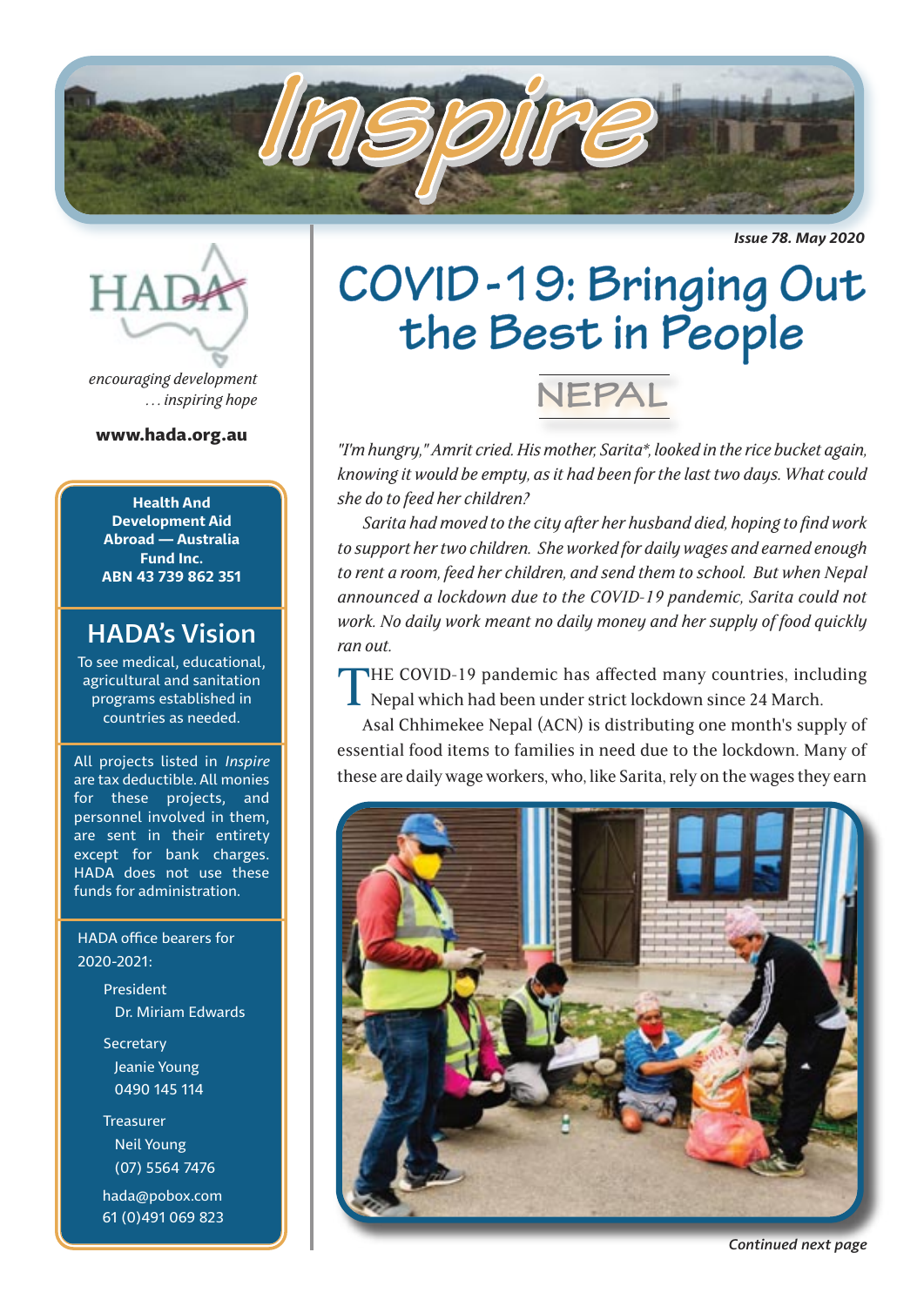# Inspire

*Issue 78. May 2020*

HADA

*encouraging development*
*… inspiring hope*

**www.hada.org.au**

**Health And Development Aid Abroad — Australia Fund Inc.**
**ABN 43 739 862 351**

## HADA's Vision

To see medical, educational, agricultural and sanitation programs established in countries as needed.

All projects listed in *Inspire* are tax deductible. All monies for these projects, and personnel involved in them, are sent in their entirety except for bank charges. HADA does not use these funds for administration.

HADA office bearers for 2020-2021:

President
Dr. Miriam Edwards

Secretary
Jeanie Young
0490 145 114

Treasurer
Neil Young
(07) 5564 7476

hada@pobox.com
61 (0)491 069 823

# COVID-19: Bringing Out the Best in People

## NEPAL

*"I'm hungry," Amrit cried. His mother, Sarita\*, looked in the rice bucket again, knowing it would be empty, as it had been for the last two days. What could she do to feed her children?*

*Sarita had moved to the city after her husband died, hoping to find work to support her two children. She worked for daily wages and earned enough to rent a room, feed her children, and send them to school. But when Nepal announced a lockdown due to the COVID-19 pandemic, Sarita could not work. No daily work meant no daily money and her supply of food quickly ran out.*

THE COVID-19 pandemic has affected many countries, including Nepal which had been under strict lockdown since 24 March.

Asal Chhimekee Nepal (ACN) is distributing one month's supply of essential food items to families in need due to the lockdown. Many of these are daily wage workers, who, like Sarita, rely on the wages they earn

*Continued next page*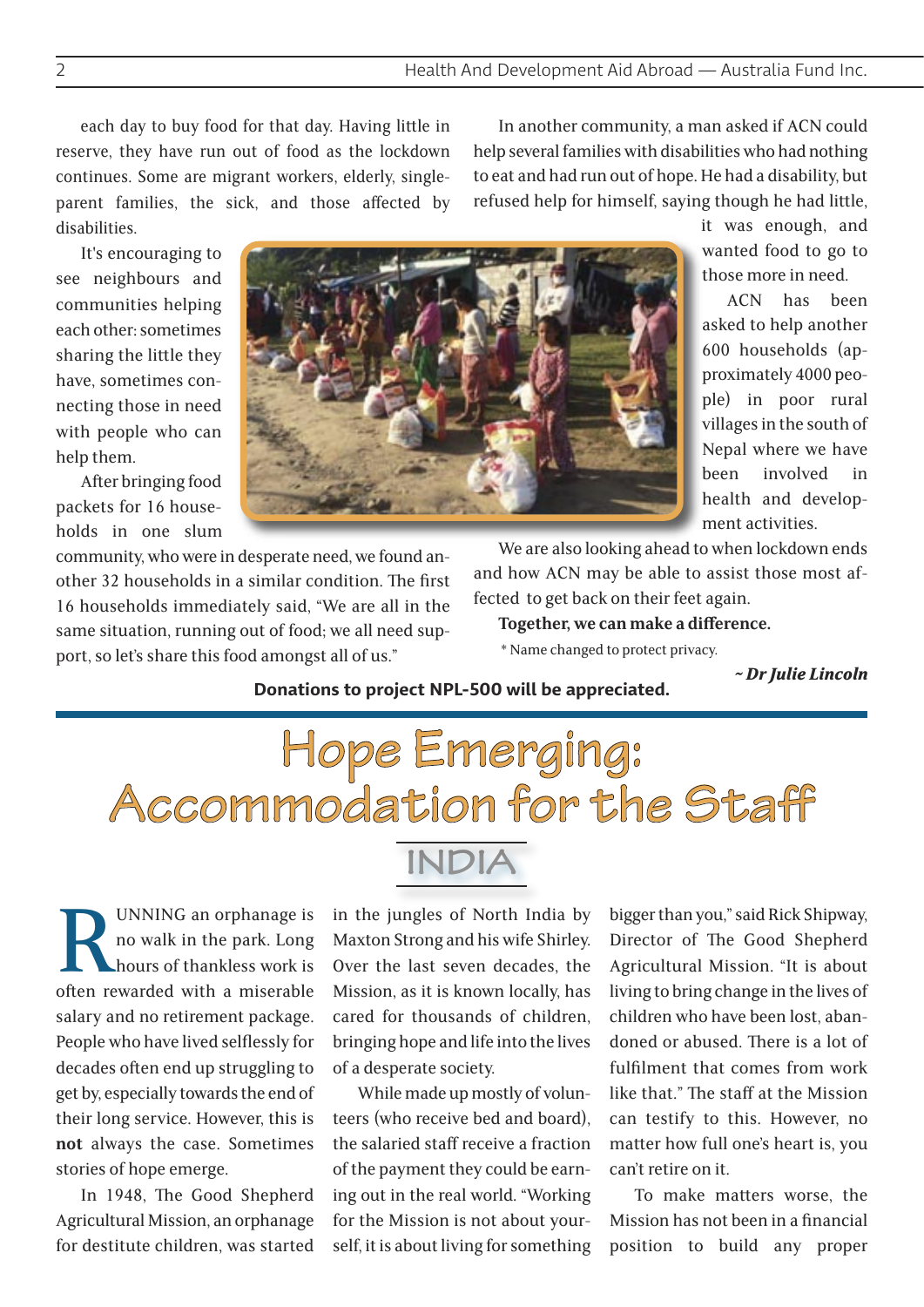each day to buy food for that day. Having little in reserve, they have run out of food as the lockdown continues. Some are migrant workers, elderly, single-parent families, the sick, and those affected by disabilities.

It's encouraging to see neighbours and communities helping each other: sometimes sharing the little they have, sometimes connecting those in need with people who can help them.

After bringing food packets for 16 households in one slum community, who were in desperate need, we found another 32 households in a similar condition. The first 16 households immediately said, "We are all in the same situation, running out of food; we all need support, so let's share this food amongst all of us."

In another community, a man asked if ACN could help several families with disabilities who had nothing to eat and had run out of hope. He had a disability, but refused help for himself, saying though he had little, it was enough, and wanted food to go to those more in need.

ACN has been asked to help another 600 households (approximately 4000 people) in poor rural villages in the south of Nepal where we have been involved in health and development activities.

We are also looking ahead to when lockdown ends and how ACN may be able to assist those most affected to get back on their feet again.

**Together, we can make a difference.**

\* Name changed to protect privacy.

***~ Dr Julie Lincoln***

**Donations to project NPL-500 will be appreciated.**

# Hope Emerging: Accommodation for the Staff

## INDIA

RUNNING an orphanage is no walk in the park. Long hours of thankless work is often rewarded with a miserable salary and no retirement package. People who have lived selflessly for decades often end up struggling to get by, especially towards the end of their long service. However, this is **not** always the case. Sometimes stories of hope emerge.

In 1948, The Good Shepherd Agricultural Mission, an orphanage for destitute children, was started in the jungles of North India by Maxton Strong and his wife Shirley. Over the last seven decades, the Mission, as it is known locally, has cared for thousands of children, bringing hope and life into the lives of a desperate society.

While made up mostly of volunteers (who receive bed and board), the salaried staff receive a fraction of the payment they could be earning out in the real world. "Working for the Mission is not about yourself, it is about living for something bigger than you," said Rick Shipway, Director of The Good Shepherd Agricultural Mission. "It is about living to bring change in the lives of children who have been lost, abandoned or abused. There is a lot of fulfilment that comes from work like that." The staff at the Mission can testify to this. However, no matter how full one's heart is, you can't retire on it.

To make matters worse, the Mission has not been in a financial position to build any proper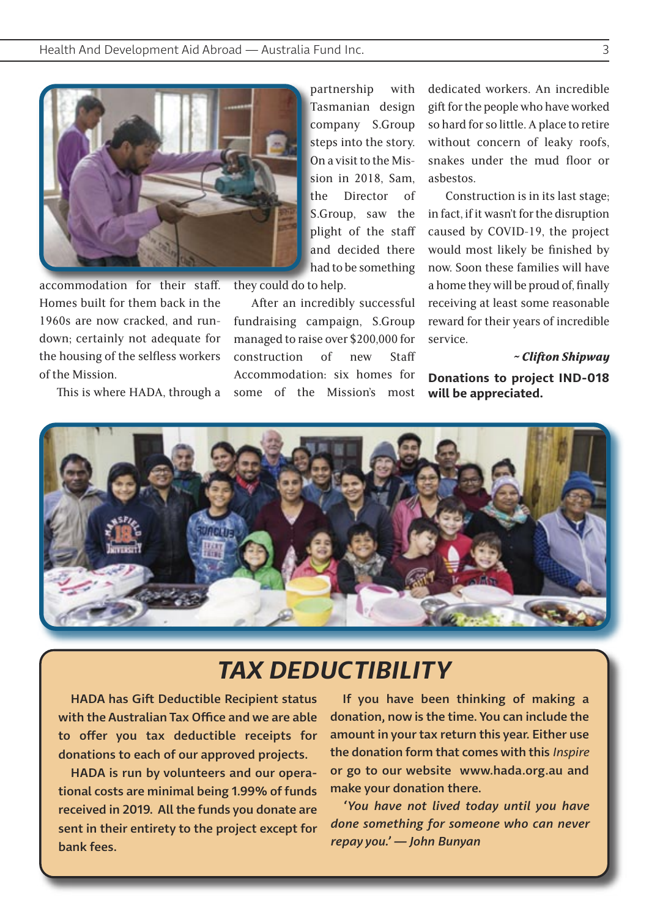accommodation for their staff. Homes built for them back in the 1960s are now cracked, and run-down; certainly not adequate for the housing of the selfless workers of the Mission.

This is where HADA, through a partnership with Tasmanian design company S.Group steps into the story. On a visit to the Mission in 2018, Sam, the Director of S.Group, saw the plight of the staff and decided there had to be something they could do to help.

After an incredibly successful fundraising campaign, S.Group managed to raise over $200,000 for construction of new Staff Accommodation: six homes for some of the Mission's most dedicated workers. An incredible gift for the people who have worked so hard for so little. A place to retire without concern of leaky roofs, snakes under the mud floor or asbestos.

Construction is in its last stage; in fact, if it wasn't for the disruption caused by COVID-19, the project would most likely be finished by now. Soon these families will have a home they will be proud of, finally receiving at least some reasonable reward for their years of incredible service.

***~ Clifton Shipway***

**Donations to project IND-018 will be appreciated.**

# TAX DEDUCTIBILITY

**HADA has Gift Deductible Recipient status with the Australian Tax Office and we are able to offer you tax deductible receipts for donations to each of our approved projects.**

**HADA is run by volunteers and our operational costs are minimal being 1.99% of funds received in 2019. All the funds you donate are sent in their entirety to the project except for bank fees.**

**If you have been thinking of making a donation, now is the time. You can include the amount in your tax return this year. Either use the donation form that comes with this *Inspire* or go to our website www.hada.org.au and make your donation there.**

***'You have not lived today until you have done something for someone who can never repay you.' — John Bunyan***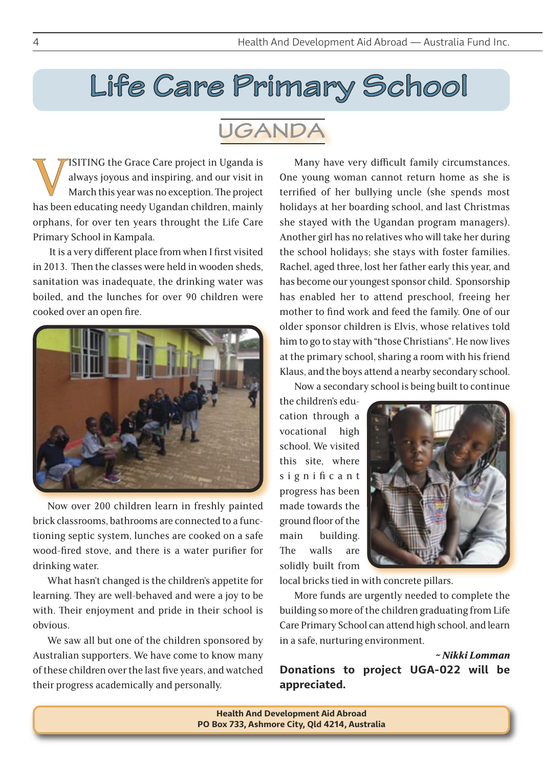# Life Care Primary School

## UGANDA

VISITING the Grace Care project in Uganda is always joyous and inspiring, and our visit in March this year was no exception. The project has been educating needy Ugandan children, mainly orphans, for over ten years throught the Life Care Primary School in Kampala.

It is a very different place from when I first visited in 2013. Then the classes were held in wooden sheds, sanitation was inadequate, the drinking water was boiled, and the lunches for over 90 children were cooked over an open fire.

Now over 200 children learn in freshly painted brick classrooms, bathrooms are connected to a functioning septic system, lunches are cooked on a safe wood-fired stove, and there is a water purifier for drinking water.

What hasn't changed is the children's appetite for learning. They are well-behaved and were a joy to be with. Their enjoyment and pride in their school is obvious.

We saw all but one of the children sponsored by Australian supporters. We have come to know many of these children over the last five years, and watched their progress academically and personally.

Many have very difficult family circumstances. One young woman cannot return home as she is terrified of her bullying uncle (she spends most holidays at her boarding school, and last Christmas she stayed with the Ugandan program managers). Another girl has no relatives who will take her during the school holidays; she stays with foster families. Rachel, aged three, lost her father early this year, and has become our youngest sponsor child. Sponsorship has enabled her to attend preschool, freeing her mother to find work and feed the family. One of our older sponsor children is Elvis, whose relatives told him to go to stay with "those Christians". He now lives at the primary school, sharing a room with his friend Klaus, and the boys attend a nearby secondary school.

Now a secondary school is being built to continue the children's education through a vocational high school. We visited this site, where significant progress has been made towards the ground floor of the main building. The walls are solidly built from local bricks tied in with concrete pillars.

More funds are urgently needed to complete the building so more of the children graduating from Life Care Primary School can attend high school, and learn in a safe, nurturing environment.

*~ Nikki Lomman*

**Donations to project UGA-022 will be appreciated.**

**Health And Development Aid Abroad**
**PO Box 733, Ashmore City, Qld 4214, Australia**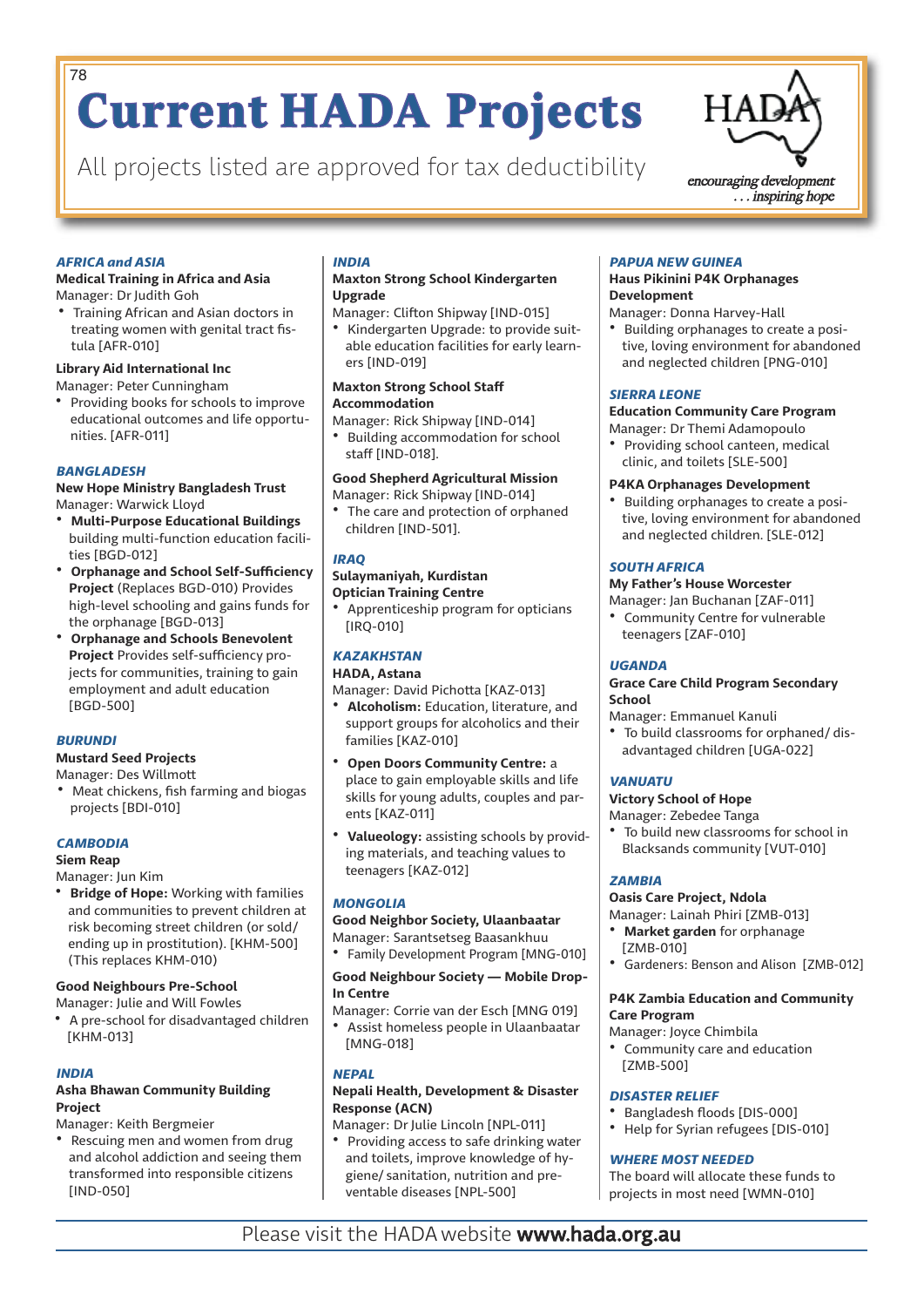# Current HADA Projects

All projects listed are approved for tax deductibility

HADA *encouraging development . . . inspiring hope*

### *AFRICA and ASIA*

**Medical Training in Africa and Asia**
Manager: Dr Judith Goh

- Training African and Asian doctors in treating women with genital tract fistula [AFR-010]

**Library Aid International Inc**
Manager: Peter Cunningham

- Providing books for schools to improve educational outcomes and life opportunities. [AFR-011]

### *BANGLADESH*

**New Hope Ministry Bangladesh Trust**
Manager: Warwick Lloyd

- **Multi-Purpose Educational Buildings** building multi-function education facilities [BGD-012]
- **Orphanage and School Self-Sufficiency Project** (Replaces BGD-010) Provides high-level schooling and gains funds for the orphanage [BGD-013]
- **Orphanage and Schools Benevolent Project** Provides self-sufficiency projects for communities, training to gain employment and adult education [BGD-500]

### *BURUNDI*

**Mustard Seed Projects**
Manager: Des Willmott

- Meat chickens, fish farming and biogas projects [BDI-010]

### *CAMBODIA*

**Siem Reap**
Manager: Jun Kim

- **Bridge of Hope:** Working with families and communities to prevent children at risk becoming street children (or sold/ending up in prostitution). [KHM-500] (This replaces KHM-010)

**Good Neighbours Pre-School**
Manager: Julie and Will Fowles

- A pre-school for disadvantaged children [KHM-013]

### *INDIA*

**Asha Bhawan Community Building Project**
Manager: Keith Bergmeier

- Rescuing men and women from drug and alcohol addiction and seeing them transformed into responsible citizens [IND-050]

### *INDIA*

**Maxton Strong School Kindergarten Upgrade**
Manager: Clifton Shipway [IND-015]

- Kindergarten Upgrade: to provide suitable education facilities for early learners [IND-019]

**Maxton Strong School Staff Accommodation**
Manager: Rick Shipway [IND-014]

- Building accommodation for school staff [IND-018].

**Good Shepherd Agricultural Mission**
Manager: Rick Shipway [IND-014]

- The care and protection of orphaned children [IND-501].

### *IRAQ*

**Sulaymaniyah, Kurdistan Optician Training Centre**

- Apprenticeship program for opticians [IRQ-010]

### *KAZAKHSTAN*

**HADA, Astana**
Manager: David Pichotta [KAZ-013]

- **Alcoholism:** Education, literature, and support groups for alcoholics and their families [KAZ-010]
- **Open Doors Community Centre:** a place to gain employable skills and life skills for young adults, couples and parents [KAZ-011]
- **Valueology:** assisting schools by providing materials, and teaching values to teenagers [KAZ-012]

### *MONGOLIA*

**Good Neighbor Society, Ulaanbaatar**
Manager: Sarantsetseg Baasankhuu

- Family Development Program [MNG-010]

**Good Neighbour Society — Mobile Drop-In Centre**
Manager: Corrie van der Esch [MNG 019]

- Assist homeless people in Ulaanbaatar [MNG-018]

### *NEPAL*

**Nepali Health, Development & Disaster Response (ACN)**
Manager: Dr Julie Lincoln [NPL-011]

- Providing access to safe drinking water and toilets, improve knowledge of hygiene/ sanitation, nutrition and preventable diseases [NPL-500]

### *PAPUA NEW GUINEA*

**Haus Pikinini P4K Orphanages Development**
Manager: Donna Harvey-Hall

- Building orphanages to create a positive, loving environment for abandoned and neglected children [PNG-010]

### *SIERRA LEONE*

**Education Community Care Program**
Manager: Dr Themi Adamopoulo

- Providing school canteen, medical clinic, and toilets [SLE-500]

**P4KA Orphanages Development**

- Building orphanages to create a positive, loving environment for abandoned and neglected children. [SLE-012]

### *SOUTH AFRICA*

**My Father's House Worcester**
Manager: Jan Buchanan [ZAF-011]

- Community Centre for vulnerable teenagers [ZAF-010]

### *UGANDA*

**Grace Care Child Program Secondary School**
Manager: Emmanuel Kanuli

- To build classrooms for orphaned/ disadvantaged children [UGA-022]

### *VANUATU*

**Victory School of Hope**
Manager: Zebedee Tanga

- To build new classrooms for school in Blacksands community [VUT-010]

### *ZAMBIA*

**Oasis Care Project, Ndola**
Manager: Lainah Phiri [ZMB-013]

- **Market garden** for orphanage [ZMB-010]
- Gardeners: Benson and Alison [ZMB-012]

**P4K Zambia Education and Community Care Program**
Manager: Joyce Chimbila

- Community care and education [ZMB-500]

### *DISASTER RELIEF*

- Bangladesh floods [DIS-000]
- Help for Syrian refugees [DIS-010]

### *WHERE MOST NEEDED*

The board will allocate these funds to projects in most need [WMN-010]

Please visit the HADA website **www.hada.org.au**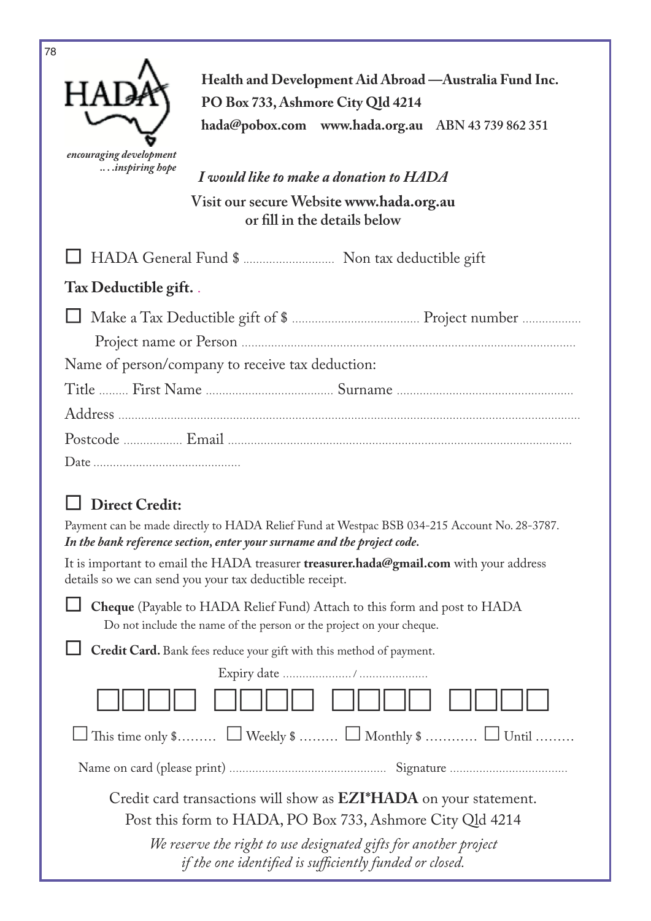HADA

*encouraging development ….inspiring hope*

**Health and Development Aid Abroad —Australia Fund Inc.**
**PO Box 733, Ashmore City Qld 4214**
**hada@pobox.com www.hada.org.au ABN 43 739 862 351**

***I would like to make a donation to HADA***

**Visit our secure Website www.hada.org.au or fill in the details below**

☐ HADA General Fund $ ........................... Non tax deductible gift

**Tax Deductible gift.** .

☐ Make a Tax Deductible gift of $ ...................................... Project number .................

Project name or Person ....................................................................................................

Name of person/company to receive tax deduction:

Title ......... First Name ...................................... Surname .....................................................

Address ..........................................................................................................................................

Postcode ................. Email .......................................................................................................

Date ............................................

☐ **Direct Credit:**

Payment can be made directly to HADA Relief Fund at Westpac BSB 034-215 Account No. 28-3787.
***In the bank reference section, enter your surname and the project code.***

It is important to email the HADA treasurer **treasurer.hada@gmail.com** with your address details so we can send you your tax deductible receipt.

☐ **Cheque** (Payable to HADA Relief Fund) Attach to this form and post to HADA
Do not include the name of the person or the project on your cheque.

☐ **Credit Card.** Bank fees reduce your gift with this method of payment.

Expiry date ..................../....................

☐☐☐☐ ☐☐☐☐ ☐☐☐☐ ☐☐☐☐

☐ This time only $……… ☐ Weekly $ ……… ☐ Monthly $ ………… ☐ Until ………

Name on card (please print) ............................................... Signature ...................................

Credit card transactions will show as **EZI*HADA** on your statement.
Post this form to HADA, PO Box 733, Ashmore City Qld 4214

*We reserve the right to use designated gifts for another project if the one identified is sufficiently funded or closed.*